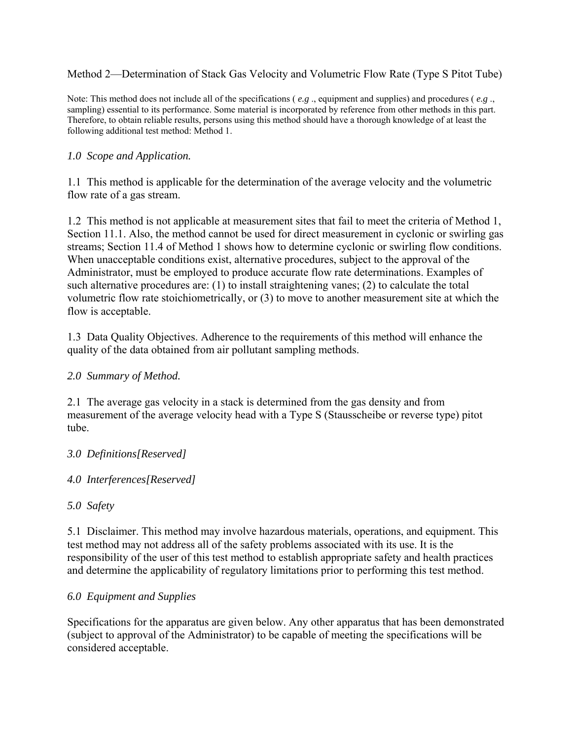# Method 2—Determination of Stack Gas Velocity and Volumetric Flow Rate (Type S Pitot Tube)

Note: This method does not include all of the specifications ( *e.g* ., equipment and supplies) and procedures ( *e.g* ., sampling) essential to its performance. Some material is incorporated by reference from other methods in this part. Therefore, to obtain reliable results, persons using this method should have a thorough knowledge of at least the following additional test method: Method 1.

## *1.0 Scope and Application.*

1.1 This method is applicable for the determination of the average velocity and the volumetric flow rate of a gas stream.

1.2 This method is not applicable at measurement sites that fail to meet the criteria of Method 1, Section 11.1. Also, the method cannot be used for direct measurement in cyclonic or swirling gas streams; Section 11.4 of Method 1 shows how to determine cyclonic or swirling flow conditions. When unacceptable conditions exist, alternative procedures, subject to the approval of the Administrator, must be employed to produce accurate flow rate determinations. Examples of such alternative procedures are: (1) to install straightening vanes; (2) to calculate the total volumetric flow rate stoichiometrically, or (3) to move to another measurement site at which the flow is acceptable.

1.3 Data Quality Objectives. Adherence to the requirements of this method will enhance the quality of the data obtained from air pollutant sampling methods.

## *2.0 Summary of Method.*

2.1 The average gas velocity in a stack is determined from the gas density and from measurement of the average velocity head with a Type S (Stausscheibe or reverse type) pitot tube.

## *3.0 Definitions[Reserved]*

## *4.0 Interferences[Reserved]*

## *5.0 Safety*

5.1 Disclaimer. This method may involve hazardous materials, operations, and equipment. This test method may not address all of the safety problems associated with its use. It is the responsibility of the user of this test method to establish appropriate safety and health practices and determine the applicability of regulatory limitations prior to performing this test method.

## *6.0 Equipment and Supplies*

Specifications for the apparatus are given below. Any other apparatus that has been demonstrated (subject to approval of the Administrator) to be capable of meeting the specifications will be considered acceptable.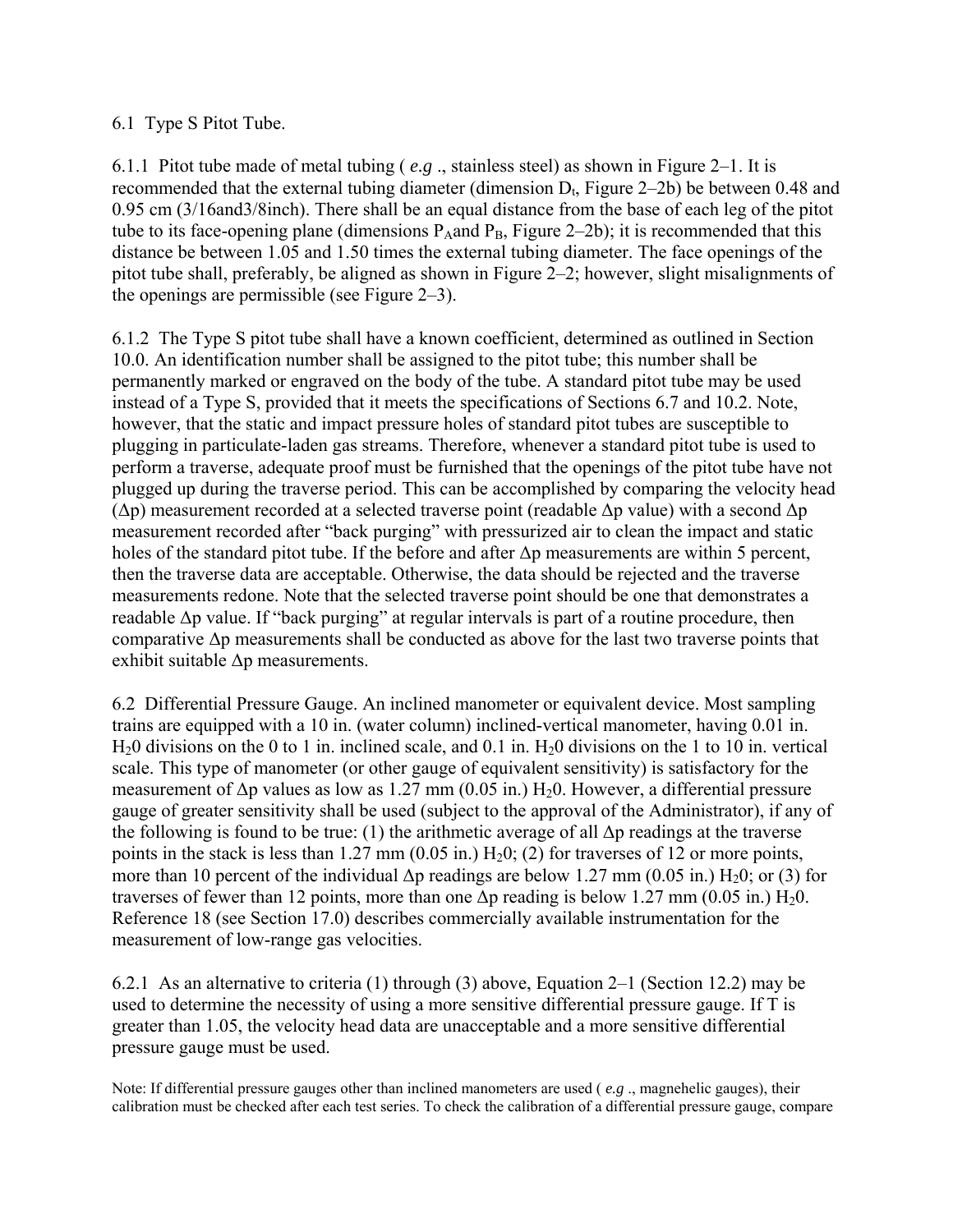6.1 Type S Pitot Tube.

6.1.1 Pitot tube made of metal tubing ( *e.g* ., stainless steel) as shown in Figure 2–1. It is recommended that the external tubing diameter (dimension $D_t$, Figure 2–2b) be between 0.48 and 0.95 cm (3/16and3/8inch). There shall be an equal distance from the base of each leg of the pitot tube to its face-opening plane (dimensions $P_A$and $P_B$, Figure 2–2b); it is recommended that this distance be between 1.05 and 1.50 times the external tubing diameter. The face openings of the pitot tube shall, preferably, be aligned as shown in Figure 2–2; however, slight misalignments of the openings are permissible (see Figure 2–3).

6.1.2 The Type S pitot tube shall have a known coefficient, determined as outlined in Section 10.0. An identification number shall be assigned to the pitot tube; this number shall be permanently marked or engraved on the body of the tube. A standard pitot tube may be used instead of a Type S, provided that it meets the specifications of Sections 6.7 and 10.2. Note, however, that the static and impact pressure holes of standard pitot tubes are susceptible to plugging in particulate-laden gas streams. Therefore, whenever a standard pitot tube is used to perform a traverse, adequate proof must be furnished that the openings of the pitot tube have not plugged up during the traverse period. This can be accomplished by comparing the velocity head ($\Delta p$) measurement recorded at a selected traverse point (readable $\Delta p$ value) with a second $\Delta p$ measurement recorded after "back purging" with pressurized air to clean the impact and static holes of the standard pitot tube. If the before and after $\Delta p$ measurements are within 5 percent, then the traverse data are acceptable. Otherwise, the data should be rejected and the traverse measurements redone. Note that the selected traverse point should be one that demonstrates a readable $\Delta p$ value. If "back purging" at regular intervals is part of a routine procedure, then comparative $\Delta p$ measurements shall be conducted as above for the last two traverse points that exhibit suitable $\Delta p$ measurements.

6.2 Differential Pressure Gauge. An inclined manometer or equivalent device. Most sampling trains are equipped with a 10 in. (water column) inclined-vertical manometer, having 0.01 in. $H_20$ divisions on the 0 to 1 in. inclined scale, and 0.1 in. $H_20$ divisions on the 1 to 10 in. vertical scale. This type of manometer (or other gauge of equivalent sensitivity) is satisfactory for the measurement of $\Delta p$ values as low as 1.27 mm (0.05 in.) $H_20$. However, a differential pressure gauge of greater sensitivity shall be used (subject to the approval of the Administrator), if any of the following is found to be true: (1) the arithmetic average of all $\Delta p$ readings at the traverse points in the stack is less than 1.27 mm (0.05 in.) $H_20$; (2) for traverses of 12 or more points, more than 10 percent of the individual $\Delta p$ readings are below 1.27 mm (0.05 in.) $H_20$; or (3) for traverses of fewer than 12 points, more than one $\Delta p$ reading is below 1.27 mm (0.05 in.) $H_20$. Reference 18 (see Section 17.0) describes commercially available instrumentation for the measurement of low-range gas velocities.

6.2.1 As an alternative to criteria (1) through (3) above, Equation 2–1 (Section 12.2) may be used to determine the necessity of using a more sensitive differential pressure gauge. If T is greater than 1.05, the velocity head data are unacceptable and a more sensitive differential pressure gauge must be used.

Note: If differential pressure gauges other than inclined manometers are used ( *e.g* ., magnehelic gauges), their calibration must be checked after each test series. To check the calibration of a differential pressure gauge, compare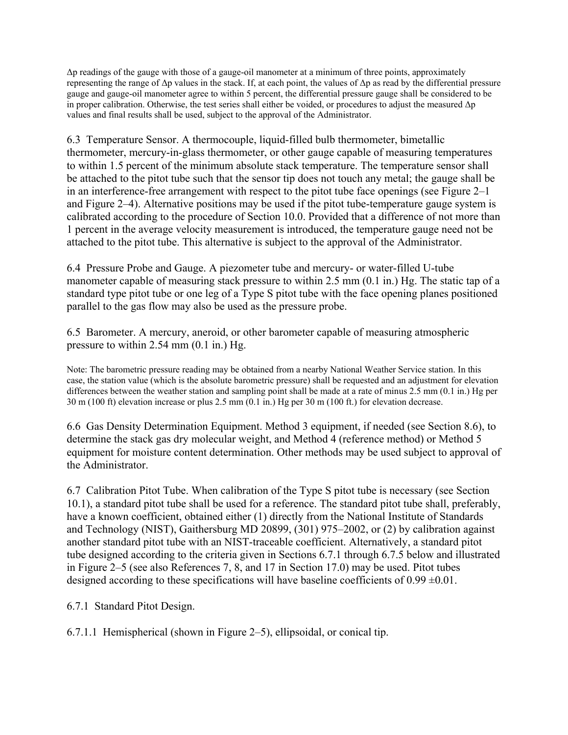$\Delta p$ readings of the gauge with those of a gauge-oil manometer at a minimum of three points, approximately representing the range of $\Delta p$ values in the stack. If, at each point, the values of $\Delta p$ as read by the differential pressure gauge and gauge-oil manometer agree to within 5 percent, the differential pressure gauge shall be considered to be in proper calibration. Otherwise, the test series shall either be voided, or procedures to adjust the measured $\Delta p$ values and final results shall be used, subject to the approval of the Administrator.

6.3 Temperature Sensor. A thermocouple, liquid-filled bulb thermometer, bimetallic thermometer, mercury-in-glass thermometer, or other gauge capable of measuring temperatures to within 1.5 percent of the minimum absolute stack temperature. The temperature sensor shall be attached to the pitot tube such that the sensor tip does not touch any metal; the gauge shall be in an interference-free arrangement with respect to the pitot tube face openings (see Figure 2–1 and Figure 2–4). Alternative positions may be used if the pitot tube-temperature gauge system is calibrated according to the procedure of Section 10.0. Provided that a difference of not more than 1 percent in the average velocity measurement is introduced, the temperature gauge need not be attached to the pitot tube. This alternative is subject to the approval of the Administrator.

6.4 Pressure Probe and Gauge. A piezometer tube and mercury- or water-filled U-tube manometer capable of measuring stack pressure to within 2.5 mm (0.1 in.) Hg. The static tap of a standard type pitot tube or one leg of a Type S pitot tube with the face opening planes positioned parallel to the gas flow may also be used as the pressure probe.

6.5 Barometer. A mercury, aneroid, or other barometer capable of measuring atmospheric pressure to within 2.54 mm (0.1 in.) Hg.

Note: The barometric pressure reading may be obtained from a nearby National Weather Service station. In this case, the station value (which is the absolute barometric pressure) shall be requested and an adjustment for elevation differences between the weather station and sampling point shall be made at a rate of minus 2.5 mm (0.1 in.) Hg per 30 m (100 ft) elevation increase or plus 2.5 mm (0.1 in.) Hg per 30 m (100 ft.) for elevation decrease.

6.6 Gas Density Determination Equipment. Method 3 equipment, if needed (see Section 8.6), to determine the stack gas dry molecular weight, and Method 4 (reference method) or Method 5 equipment for moisture content determination. Other methods may be used subject to approval of the Administrator.

6.7 Calibration Pitot Tube. When calibration of the Type S pitot tube is necessary (see Section 10.1), a standard pitot tube shall be used for a reference. The standard pitot tube shall, preferably, have a known coefficient, obtained either (1) directly from the National Institute of Standards and Technology (NIST), Gaithersburg MD 20899, (301) 975–2002, or (2) by calibration against another standard pitot tube with an NIST-traceable coefficient. Alternatively, a standard pitot tube designed according to the criteria given in Sections 6.7.1 through 6.7.5 below and illustrated in Figure 2–5 (see also References 7, 8, and 17 in Section 17.0) may be used. Pitot tubes designed according to these specifications will have baseline coefficients of $0.99 \pm 0.01$.

6.7.1 Standard Pitot Design.

6.7.1.1 Hemispherical (shown in Figure 2–5), ellipsoidal, or conical tip.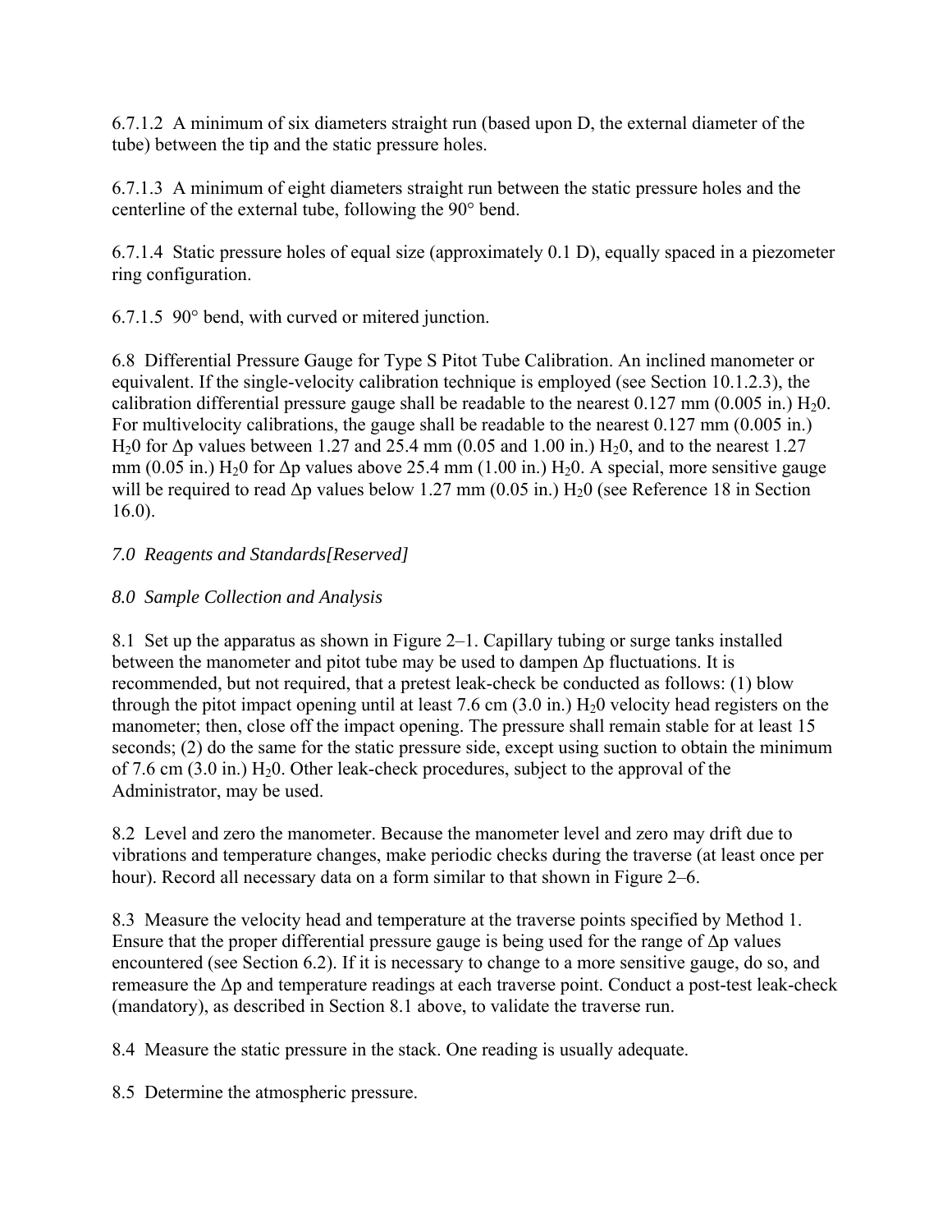6.7.1.2 A minimum of six diameters straight run (based upon D, the external diameter of the tube) between the tip and the static pressure holes.

6.7.1.3 A minimum of eight diameters straight run between the static pressure holes and the centerline of the external tube, following the 90° bend.

6.7.1.4 Static pressure holes of equal size (approximately 0.1 D), equally spaced in a piezometer ring configuration.

6.7.1.5 90° bend, with curved or mitered junction.

6.8 Differential Pressure Gauge for Type S Pitot Tube Calibration. An inclined manometer or equivalent. If the single-velocity calibration technique is employed (see Section 10.1.2.3), the calibration differential pressure gauge shall be readable to the nearest 0.127 mm (0.005 in.) $H_20$. For multivelocity calibrations, the gauge shall be readable to the nearest 0.127 mm (0.005 in.) $H_20$ for Δp values between 1.27 and 25.4 mm (0.05 and 1.00 in.) $H_20$, and to the nearest 1.27 mm (0.05 in.) $H_20$ for Δp values above 25.4 mm (1.00 in.) $H_20$. A special, more sensitive gauge will be required to read Δp values below 1.27 mm (0.05 in.) $H_20$ (see Reference 18 in Section 16.0).

*7.0 Reagents and Standards[Reserved]*

*8.0 Sample Collection and Analysis*

8.1 Set up the apparatus as shown in Figure 2–1. Capillary tubing or surge tanks installed between the manometer and pitot tube may be used to dampen Δp fluctuations. It is recommended, but not required, that a pretest leak-check be conducted as follows: (1) blow through the pitot impact opening until at least 7.6 cm (3.0 in.) $H_20$ velocity head registers on the manometer; then, close off the impact opening. The pressure shall remain stable for at least 15 seconds; (2) do the same for the static pressure side, except using suction to obtain the minimum of 7.6 cm (3.0 in.) $H_20$. Other leak-check procedures, subject to the approval of the Administrator, may be used.

8.2 Level and zero the manometer. Because the manometer level and zero may drift due to vibrations and temperature changes, make periodic checks during the traverse (at least once per hour). Record all necessary data on a form similar to that shown in Figure 2–6.

8.3 Measure the velocity head and temperature at the traverse points specified by Method 1. Ensure that the proper differential pressure gauge is being used for the range of Δp values encountered (see Section 6.2). If it is necessary to change to a more sensitive gauge, do so, and remeasure the Δp and temperature readings at each traverse point. Conduct a post-test leak-check (mandatory), as described in Section 8.1 above, to validate the traverse run.

8.4 Measure the static pressure in the stack. One reading is usually adequate.

8.5 Determine the atmospheric pressure.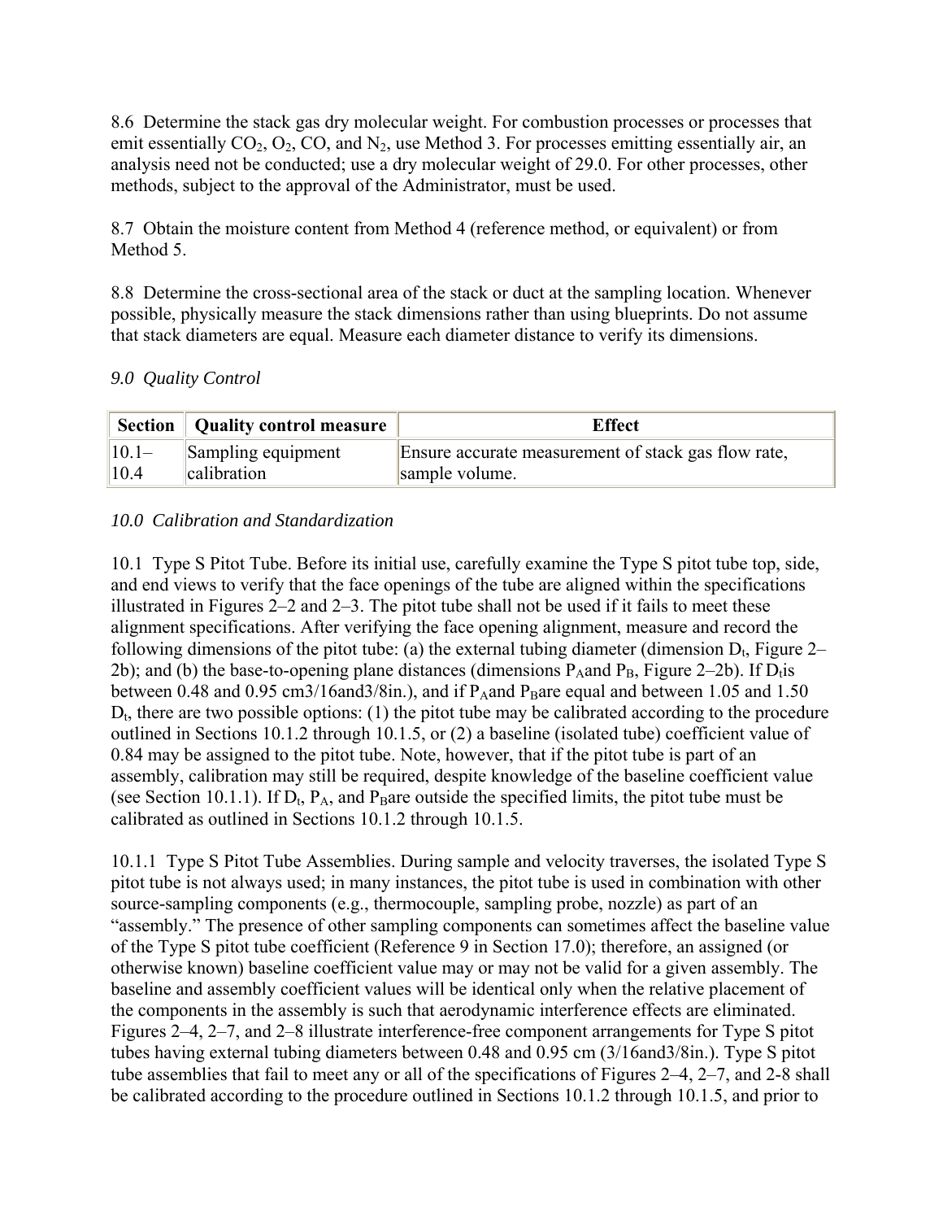8.6 Determine the stack gas dry molecular weight. For combustion processes or processes that emit essentially $CO_2$, $O_2$, CO, and $N_2$, use Method 3. For processes emitting essentially air, an analysis need not be conducted; use a dry molecular weight of 29.0. For other processes, other methods, subject to the approval of the Administrator, must be used.

8.7 Obtain the moisture content from Method 4 (reference method, or equivalent) or from Method 5.

8.8 Determine the cross-sectional area of the stack or duct at the sampling location. Whenever possible, physically measure the stack dimensions rather than using blueprints. Do not assume that stack diameters are equal. Measure each diameter distance to verify its dimensions.

*9.0 Quality Control*

| Section | Quality control measure | Effect |
|---|---|---|
| 10.1–10.4 | Sampling equipment calibration | Ensure accurate measurement of stack gas flow rate, sample volume. |

*10.0 Calibration and Standardization*

10.1 Type S Pitot Tube. Before its initial use, carefully examine the Type S pitot tube top, side, and end views to verify that the face openings of the tube are aligned within the specifications illustrated in Figures 2–2 and 2–3. The pitot tube shall not be used if it fails to meet these alignment specifications. After verifying the face opening alignment, measure and record the following dimensions of the pitot tube: (a) the external tubing diameter (dimension $D_t$, Figure 2–2b); and (b) the base-to-opening plane distances (dimensions $P_A$and $P_B$, Figure 2–2b). If $D_t$is between 0.48 and 0.95 cm3/16and3/8in.), and if $P_A$and $P_B$are equal and between 1.05 and 1.50 $D_t$, there are two possible options: (1) the pitot tube may be calibrated according to the procedure outlined in Sections 10.1.2 through 10.1.5, or (2) a baseline (isolated tube) coefficient value of 0.84 may be assigned to the pitot tube. Note, however, that if the pitot tube is part of an assembly, calibration may still be required, despite knowledge of the baseline coefficient value (see Section 10.1.1). If $D_t$, $P_A$, and $P_B$are outside the specified limits, the pitot tube must be calibrated as outlined in Sections 10.1.2 through 10.1.5.

10.1.1 Type S Pitot Tube Assemblies. During sample and velocity traverses, the isolated Type S pitot tube is not always used; in many instances, the pitot tube is used in combination with other source-sampling components (e.g., thermocouple, sampling probe, nozzle) as part of an "assembly." The presence of other sampling components can sometimes affect the baseline value of the Type S pitot tube coefficient (Reference 9 in Section 17.0); therefore, an assigned (or otherwise known) baseline coefficient value may or may not be valid for a given assembly. The baseline and assembly coefficient values will be identical only when the relative placement of the components in the assembly is such that aerodynamic interference effects are eliminated. Figures 2–4, 2–7, and 2–8 illustrate interference-free component arrangements for Type S pitot tubes having external tubing diameters between 0.48 and 0.95 cm (3/16and3/8in.). Type S pitot tube assemblies that fail to meet any or all of the specifications of Figures 2–4, 2–7, and 2-8 shall be calibrated according to the procedure outlined in Sections 10.1.2 through 10.1.5, and prior to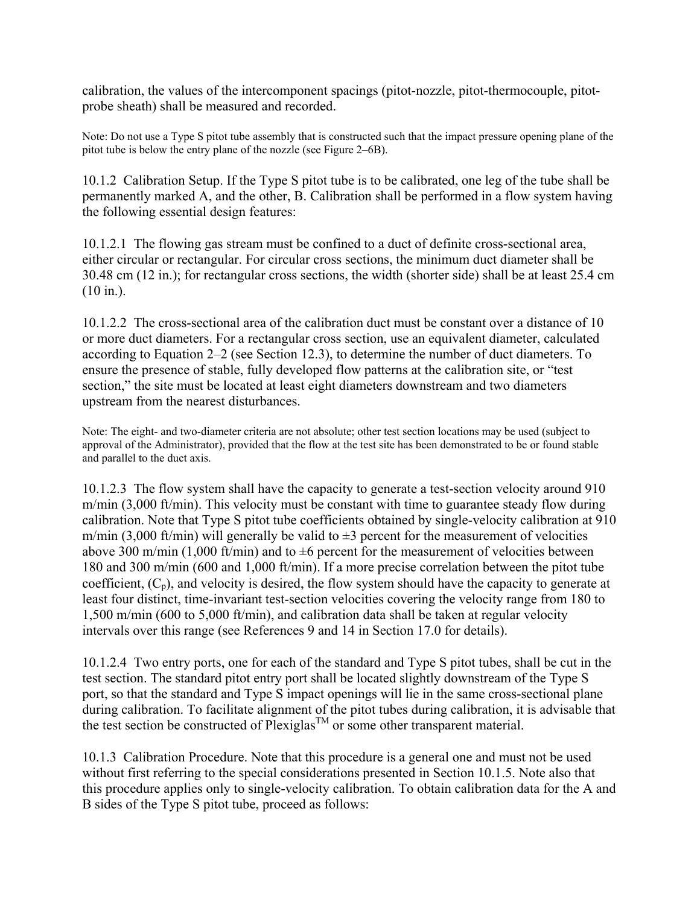calibration, the values of the intercomponent spacings (pitot-nozzle, pitot-thermocouple, pitot-probe sheath) shall be measured and recorded.

Note: Do not use a Type S pitot tube assembly that is constructed such that the impact pressure opening plane of the pitot tube is below the entry plane of the nozzle (see Figure 2–6B).

10.1.2 Calibration Setup. If the Type S pitot tube is to be calibrated, one leg of the tube shall be permanently marked A, and the other, B. Calibration shall be performed in a flow system having the following essential design features:

10.1.2.1 The flowing gas stream must be confined to a duct of definite cross-sectional area, either circular or rectangular. For circular cross sections, the minimum duct diameter shall be 30.48 cm (12 in.); for rectangular cross sections, the width (shorter side) shall be at least 25.4 cm (10 in.).

10.1.2.2 The cross-sectional area of the calibration duct must be constant over a distance of 10 or more duct diameters. For a rectangular cross section, use an equivalent diameter, calculated according to Equation 2–2 (see Section 12.3), to determine the number of duct diameters. To ensure the presence of stable, fully developed flow patterns at the calibration site, or "test section," the site must be located at least eight diameters downstream and two diameters upstream from the nearest disturbances.

Note: The eight- and two-diameter criteria are not absolute; other test section locations may be used (subject to approval of the Administrator), provided that the flow at the test site has been demonstrated to be or found stable and parallel to the duct axis.

10.1.2.3 The flow system shall have the capacity to generate a test-section velocity around 910 m/min (3,000 ft/min). This velocity must be constant with time to guarantee steady flow during calibration. Note that Type S pitot tube coefficients obtained by single-velocity calibration at 910 m/min (3,000 ft/min) will generally be valid to ±3 percent for the measurement of velocities above 300 m/min (1,000 ft/min) and to ±6 percent for the measurement of velocities between 180 and 300 m/min (600 and 1,000 ft/min). If a more precise correlation between the pitot tube coefficient, ($C_p$), and velocity is desired, the flow system should have the capacity to generate at least four distinct, time-invariant test-section velocities covering the velocity range from 180 to 1,500 m/min (600 to 5,000 ft/min), and calibration data shall be taken at regular velocity intervals over this range (see References 9 and 14 in Section 17.0 for details).

10.1.2.4 Two entry ports, one for each of the standard and Type S pitot tubes, shall be cut in the test section. The standard pitot entry port shall be located slightly downstream of the Type S port, so that the standard and Type S impact openings will lie in the same cross-sectional plane during calibration. To facilitate alignment of the pitot tubes during calibration, it is advisable that the test section be constructed of Plexiglas™ or some other transparent material.

10.1.3 Calibration Procedure. Note that this procedure is a general one and must not be used without first referring to the special considerations presented in Section 10.1.5. Note also that this procedure applies only to single-velocity calibration. To obtain calibration data for the A and B sides of the Type S pitot tube, proceed as follows: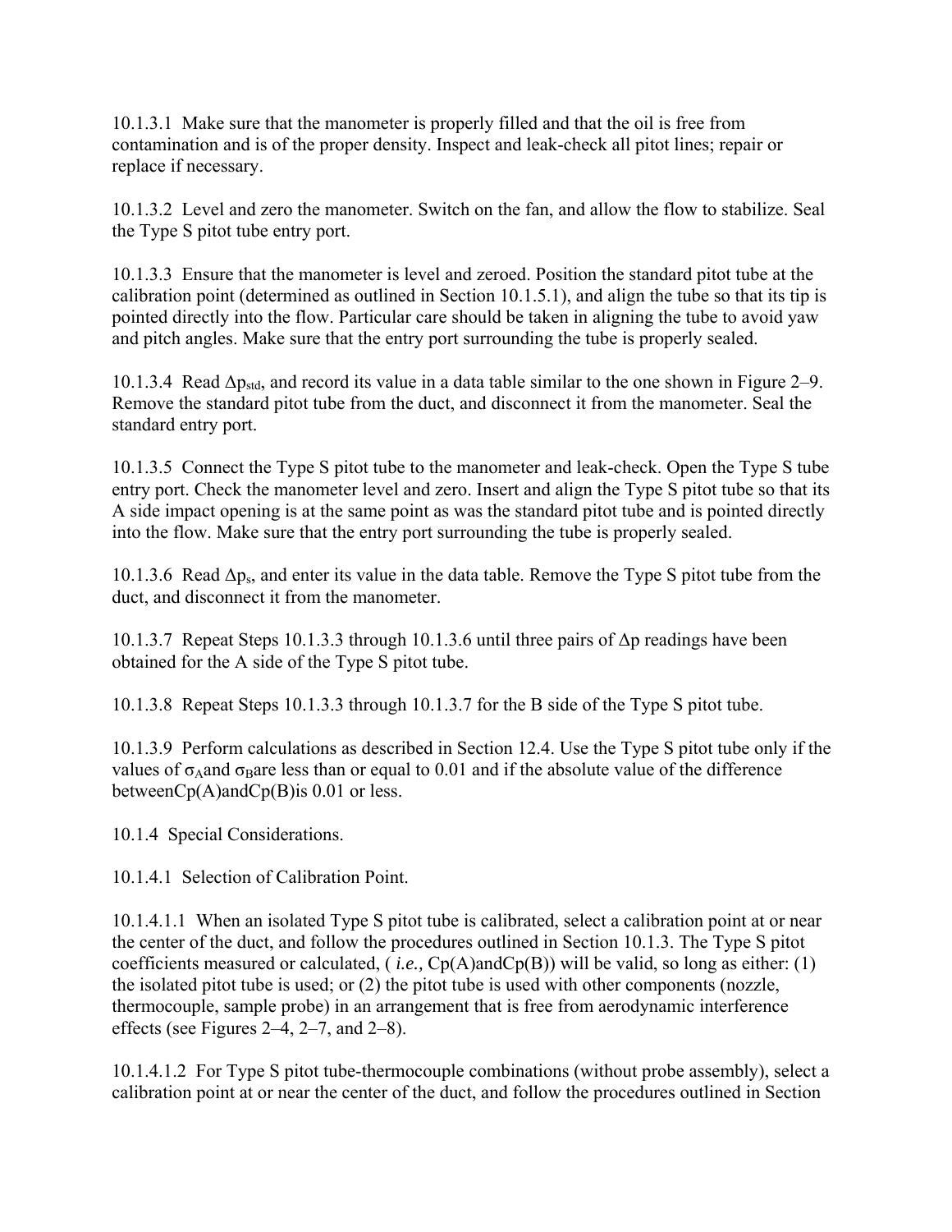10.1.3.1 Make sure that the manometer is properly filled and that the oil is free from contamination and is of the proper density. Inspect and leak-check all pitot lines; repair or replace if necessary.

10.1.3.2 Level and zero the manometer. Switch on the fan, and allow the flow to stabilize. Seal the Type S pitot tube entry port.

10.1.3.3 Ensure that the manometer is level and zeroed. Position the standard pitot tube at the calibration point (determined as outlined in Section 10.1.5.1), and align the tube so that its tip is pointed directly into the flow. Particular care should be taken in aligning the tube to avoid yaw and pitch angles. Make sure that the entry port surrounding the tube is properly sealed.

10.1.3.4 Read $\Delta p_{std}$, and record its value in a data table similar to the one shown in Figure 2–9. Remove the standard pitot tube from the duct, and disconnect it from the manometer. Seal the standard entry port.

10.1.3.5 Connect the Type S pitot tube to the manometer and leak-check. Open the Type S tube entry port. Check the manometer level and zero. Insert and align the Type S pitot tube so that its A side impact opening is at the same point as was the standard pitot tube and is pointed directly into the flow. Make sure that the entry port surrounding the tube is properly sealed.

10.1.3.6 Read $\Delta p_s$, and enter its value in the data table. Remove the Type S pitot tube from the duct, and disconnect it from the manometer.

10.1.3.7 Repeat Steps 10.1.3.3 through 10.1.3.6 until three pairs of $\Delta p$ readings have been obtained for the A side of the Type S pitot tube.

10.1.3.8 Repeat Steps 10.1.3.3 through 10.1.3.7 for the B side of the Type S pitot tube.

10.1.3.9 Perform calculations as described in Section 12.4. Use the Type S pitot tube only if the values of $\sigma_A$ and $\sigma_B$ are less than or equal to 0.01 and if the absolute value of the difference between $C_p(A)$ and $C_p(B)$ is 0.01 or less.

10.1.4 Special Considerations.

10.1.4.1 Selection of Calibration Point.

10.1.4.1.1 When an isolated Type S pitot tube is calibrated, select a calibration point at or near the center of the duct, and follow the procedures outlined in Section 10.1.3. The Type S pitot coefficients measured or calculated, ( *i.e.,* $C_p(A)$ and $C_p(B)$) will be valid, so long as either: (1) the isolated pitot tube is used; or (2) the pitot tube is used with other components (nozzle, thermocouple, sample probe) in an arrangement that is free from aerodynamic interference effects (see Figures 2–4, 2–7, and 2–8).

10.1.4.1.2 For Type S pitot tube-thermocouple combinations (without probe assembly), select a calibration point at or near the center of the duct, and follow the procedures outlined in Section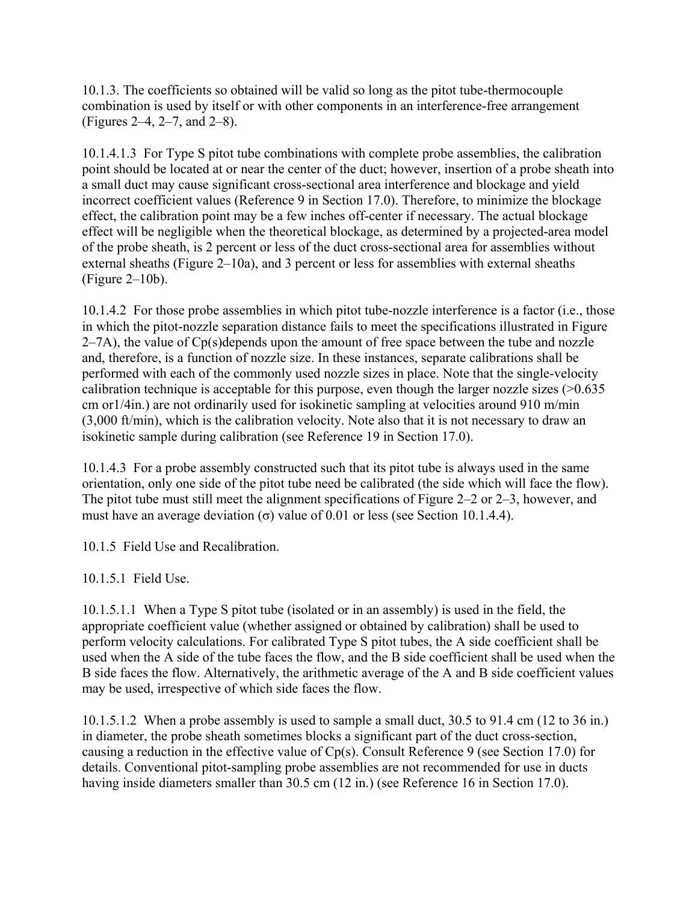10.1.3. The coefficients so obtained will be valid so long as the pitot tube-thermocouple combination is used by itself or with other components in an interference-free arrangement (Figures 2–4, 2–7, and 2–8).

10.1.4.1.3 For Type S pitot tube combinations with complete probe assemblies, the calibration point should be located at or near the center of the duct; however, insertion of a probe sheath into a small duct may cause significant cross-sectional area interference and blockage and yield incorrect coefficient values (Reference 9 in Section 17.0). Therefore, to minimize the blockage effect, the calibration point may be a few inches off-center if necessary. The actual blockage effect will be negligible when the theoretical blockage, as determined by a projected-area model of the probe sheath, is 2 percent or less of the duct cross-sectional area for assemblies without external sheaths (Figure 2–10a), and 3 percent or less for assemblies with external sheaths (Figure 2–10b).

10.1.4.2 For those probe assemblies in which pitot tube-nozzle interference is a factor (i.e., those in which the pitot-nozzle separation distance fails to meet the specifications illustrated in Figure 2–7A), the value of Cp(s)depends upon the amount of free space between the tube and nozzle and, therefore, is a function of nozzle size. In these instances, separate calibrations shall be performed with each of the commonly used nozzle sizes in place. Note that the single-velocity calibration technique is acceptable for this purpose, even though the larger nozzle sizes (>0.635 cm or1/4in.) are not ordinarily used for isokinetic sampling at velocities around 910 m/min (3,000 ft/min), which is the calibration velocity. Note also that it is not necessary to draw an isokinetic sample during calibration (see Reference 19 in Section 17.0).

10.1.4.3 For a probe assembly constructed such that its pitot tube is always used in the same orientation, only one side of the pitot tube need be calibrated (the side which will face the flow). The pitot tube must still meet the alignment specifications of Figure 2–2 or 2–3, however, and must have an average deviation ($\sigma$) value of 0.01 or less (see Section 10.1.4.4).

10.1.5 Field Use and Recalibration.

10.1.5.1 Field Use.

10.1.5.1.1 When a Type S pitot tube (isolated or in an assembly) is used in the field, the appropriate coefficient value (whether assigned or obtained by calibration) shall be used to perform velocity calculations. For calibrated Type S pitot tubes, the A side coefficient shall be used when the A side of the tube faces the flow, and the B side coefficient shall be used when the B side faces the flow. Alternatively, the arithmetic average of the A and B side coefficient values may be used, irrespective of which side faces the flow.

10.1.5.1.2 When a probe assembly is used to sample a small duct, 30.5 to 91.4 cm (12 to 36 in.) in diameter, the probe sheath sometimes blocks a significant part of the duct cross-section, causing a reduction in the effective value of Cp(s). Consult Reference 9 (see Section 17.0) for details. Conventional pitot-sampling probe assemblies are not recommended for use in ducts having inside diameters smaller than 30.5 cm (12 in.) (see Reference 16 in Section 17.0).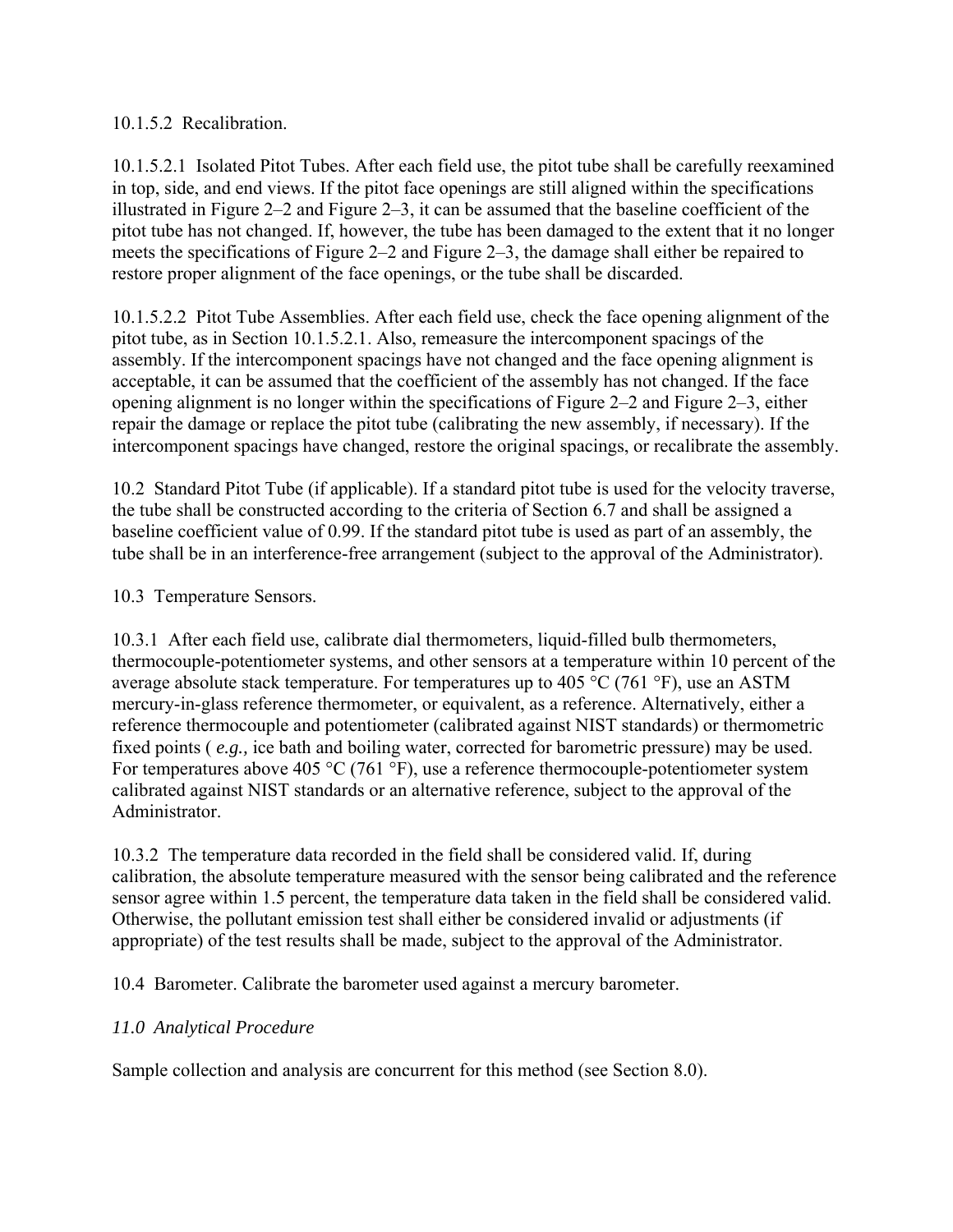10.1.5.2 Recalibration.

10.1.5.2.1 Isolated Pitot Tubes. After each field use, the pitot tube shall be carefully reexamined in top, side, and end views. If the pitot face openings are still aligned within the specifications illustrated in Figure 2–2 and Figure 2–3, it can be assumed that the baseline coefficient of the pitot tube has not changed. If, however, the tube has been damaged to the extent that it no longer meets the specifications of Figure 2–2 and Figure 2–3, the damage shall either be repaired to restore proper alignment of the face openings, or the tube shall be discarded.

10.1.5.2.2 Pitot Tube Assemblies. After each field use, check the face opening alignment of the pitot tube, as in Section 10.1.5.2.1. Also, remeasure the intercomponent spacings of the assembly. If the intercomponent spacings have not changed and the face opening alignment is acceptable, it can be assumed that the coefficient of the assembly has not changed. If the face opening alignment is no longer within the specifications of Figure 2–2 and Figure 2–3, either repair the damage or replace the pitot tube (calibrating the new assembly, if necessary). If the intercomponent spacings have changed, restore the original spacings, or recalibrate the assembly.

10.2 Standard Pitot Tube (if applicable). If a standard pitot tube is used for the velocity traverse, the tube shall be constructed according to the criteria of Section 6.7 and shall be assigned a baseline coefficient value of 0.99. If the standard pitot tube is used as part of an assembly, the tube shall be in an interference-free arrangement (subject to the approval of the Administrator).

10.3 Temperature Sensors.

10.3.1 After each field use, calibrate dial thermometers, liquid-filled bulb thermometers, thermocouple-potentiometer systems, and other sensors at a temperature within 10 percent of the average absolute stack temperature. For temperatures up to 405 °C (761 °F), use an ASTM mercury-in-glass reference thermometer, or equivalent, as a reference. Alternatively, either a reference thermocouple and potentiometer (calibrated against NIST standards) or thermometric fixed points ( *e.g.,* ice bath and boiling water, corrected for barometric pressure) may be used. For temperatures above 405 °C (761 °F), use a reference thermocouple-potentiometer system calibrated against NIST standards or an alternative reference, subject to the approval of the Administrator.

10.3.2 The temperature data recorded in the field shall be considered valid. If, during calibration, the absolute temperature measured with the sensor being calibrated and the reference sensor agree within 1.5 percent, the temperature data taken in the field shall be considered valid. Otherwise, the pollutant emission test shall either be considered invalid or adjustments (if appropriate) of the test results shall be made, subject to the approval of the Administrator.

10.4 Barometer. Calibrate the barometer used against a mercury barometer.

*11.0 Analytical Procedure*

Sample collection and analysis are concurrent for this method (see Section 8.0).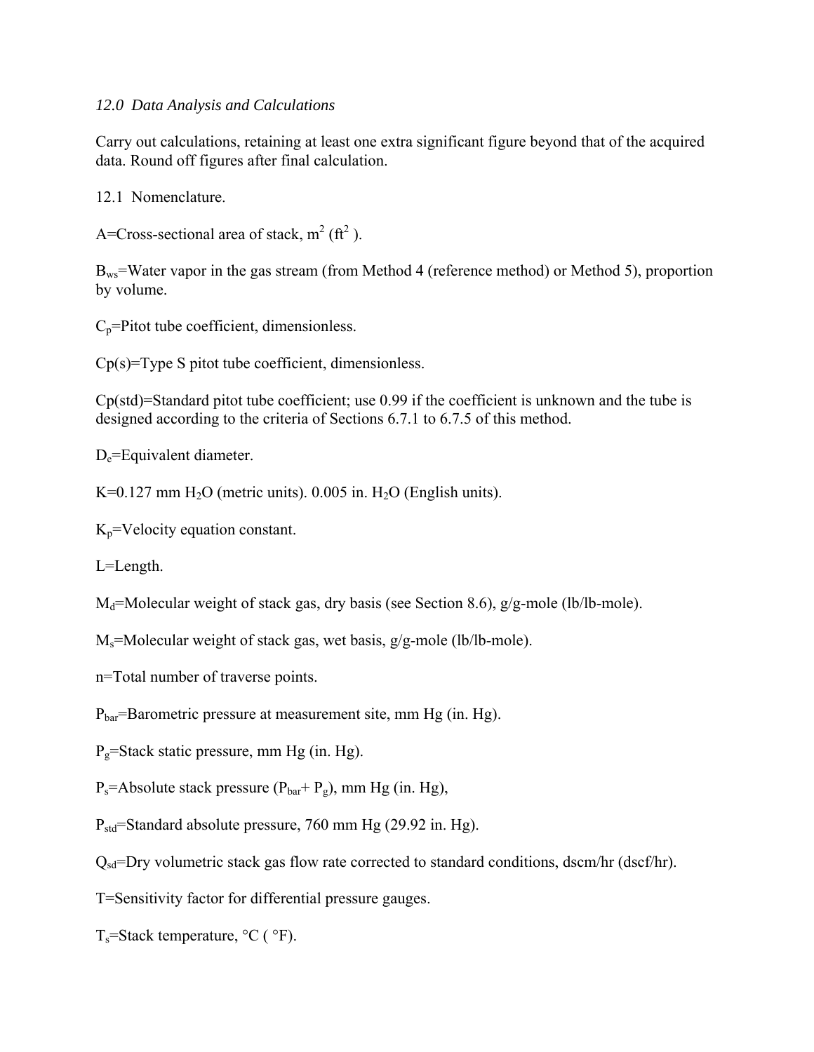*12.0 Data Analysis and Calculations*

Carry out calculations, retaining at least one extra significant figure beyond that of the acquired data. Round off figures after final calculation.

12.1 Nomenclature.

A=Cross-sectional area of stack, $m^2$ ($ft^2$ ).

$B_{ws}$=Water vapor in the gas stream (from Method 4 (reference method) or Method 5), proportion by volume.

$C_p$=Pitot tube coefficient, dimensionless.

Cp(s)=Type S pitot tube coefficient, dimensionless.

Cp(std)=Standard pitot tube coefficient; use 0.99 if the coefficient is unknown and the tube is designed according to the criteria of Sections 6.7.1 to 6.7.5 of this method.

$D_e$=Equivalent diameter.

K=0.127 mm $H_2O$ (metric units). 0.005 in. $H_2O$ (English units).

$K_p$=Velocity equation constant.

L=Length.

$M_d$=Molecular weight of stack gas, dry basis (see Section 8.6), g/g-mole (lb/lb-mole).

$M_s$=Molecular weight of stack gas, wet basis, g/g-mole (lb/lb-mole).

n=Total number of traverse points.

$P_{bar}$=Barometric pressure at measurement site, mm Hg (in. Hg).

$P_g$=Stack static pressure, mm Hg (in. Hg).

$P_s$=Absolute stack pressure ($P_{bar}$+ $P_g$), mm Hg (in. Hg),

$P_{std}$=Standard absolute pressure, 760 mm Hg (29.92 in. Hg).

$Q_{sd}$=Dry volumetric stack gas flow rate corrected to standard conditions, dscm/hr (dscf/hr).

T=Sensitivity factor for differential pressure gauges.

$T_s$=Stack temperature, °C ( °F).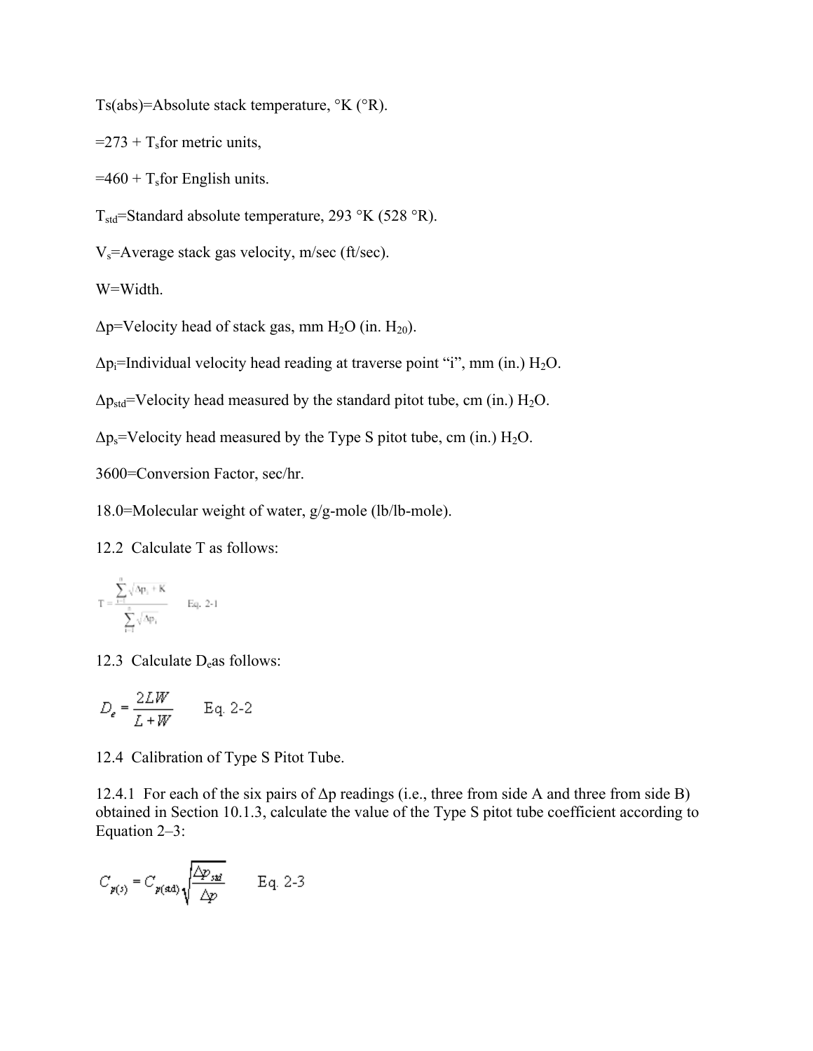$T_{s(abs)}$=Absolute stack temperature, °K (°R).

=273 + $T_s$ for metric units,

=460 + $T_s$ for English units.

$T_{std}$=Standard absolute temperature, 293 °K (528 °R).

$V_s$=Average stack gas velocity, m/sec (ft/sec).

W=Width.

$\Delta p$=Velocity head of stack gas, mm $H_2O$ (in. $H_{20}$).

$\Delta p_i$=Individual velocity head reading at traverse point "i", mm (in.) $H_2O$.

$\Delta p_{std}$=Velocity head measured by the standard pitot tube, cm (in.) $H_2O$.

$\Delta p_s$=Velocity head measured by the Type S pitot tube, cm (in.) $H_2O$.

3600=Conversion Factor, sec/hr.

18.0=Molecular weight of water, g/g-mole (lb/lb-mole).

12.2 Calculate T as follows:

$$T = \frac{\sum_{i=1}^{n} \sqrt{\Delta p_i + K}}{\sum_{i=1}^{n} \sqrt{\Delta p_i}} \qquad \text{Eq. 2-1}$$

12.3 Calculate $D_e$ as follows:

$$D_e = \frac{2LW}{L+W} \qquad \text{Eq. 2-2}$$

12.4 Calibration of Type S Pitot Tube.

12.4.1 For each of the six pairs of $\Delta p$ readings (i.e., three from side A and three from side B) obtained in Section 10.1.3, calculate the value of the Type S pitot tube coefficient according to Equation 2–3:

$$C_{p(s)} = C_{p(std)} \sqrt{\frac{\Delta p_{std}}{\Delta p}} \qquad \text{Eq. 2-3}$$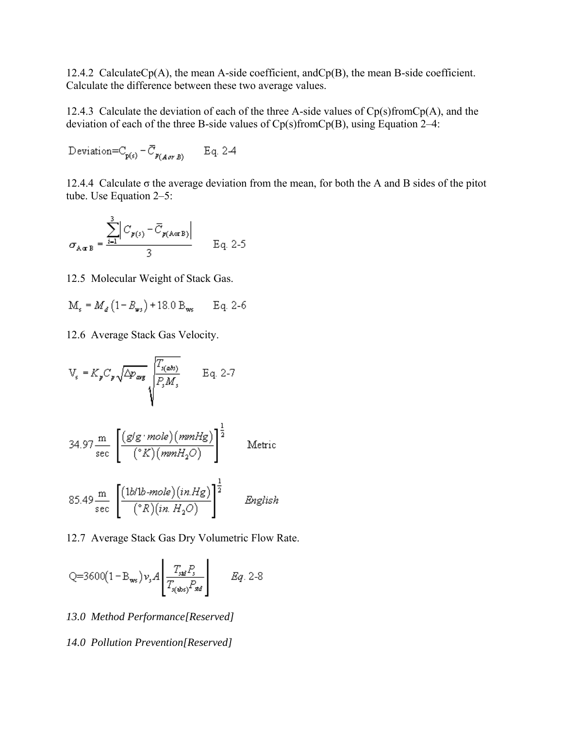12.4.2 Calculate$\bar{C}_{p(A)}$, the mean A-side coefficient, and$\bar{C}_{p(B)}$, the mean B-side coefficient. Calculate the difference between these two average values.

12.4.3 Calculate the deviation of each of the three A-side values of $C_{p(s)}$from$\bar{C}_{p(A)}$, and the deviation of each of the three B-side values of $C_{p(s)}$from$\bar{C}_{p(B)}$, using Equation 2–4:

$$\text{Deviation} = C_{p(s)} - \bar{C}_{p(A \text{ or } B)} \qquad \text{Eq. 2-4}$$

12.4.4 Calculate σ the average deviation from the mean, for both the A and B sides of the pitot tube. Use Equation 2–5:

$$\sigma_{A \text{ or } B} = \frac{\sum_{i=1}^{3} \left| C_{p(s)} - \bar{C}_{p(A \text{ or } B)} \right|}{3} \qquad \text{Eq. 2-5}$$

12.5 Molecular Weight of Stack Gas.

$$M_s = M_d \left(1 - B_{ws}\right) + 18.0\, B_{ws} \qquad \text{Eq. 2-6}$$

12.6 Average Stack Gas Velocity.

$$V_s = K_p C_p \sqrt{\Delta p_{avg}} \sqrt{\frac{T_{s(abs)}}{P_s M_s}} \qquad \text{Eq. 2-7}$$

$$34.97 \frac{\text{m}}{\text{sec}} \left[ \frac{(g/g \cdot mole)(mmHg)}{(°K)(mmH_2O)} \right]^{\frac{1}{2}} \qquad \text{Metric}$$

$$85.49 \frac{\text{m}}{\text{sec}} \left[ \frac{(lb/lb\text{-}mole)(in.Hg)}{(°R)(in.\ H_2O)} \right]^{\frac{1}{2}} \qquad \textit{English}$$

12.7 Average Stack Gas Dry Volumetric Flow Rate.

$$Q = 3600\left(1 - B_{ws}\right) v_s A \left[ \frac{T_{std} P_s}{T_{s(abs)} P_{std}} \right] \qquad \textit{Eq. 2-8}$$

*13.0 Method Performance[Reserved]*

*14.0 Pollution Prevention[Reserved]*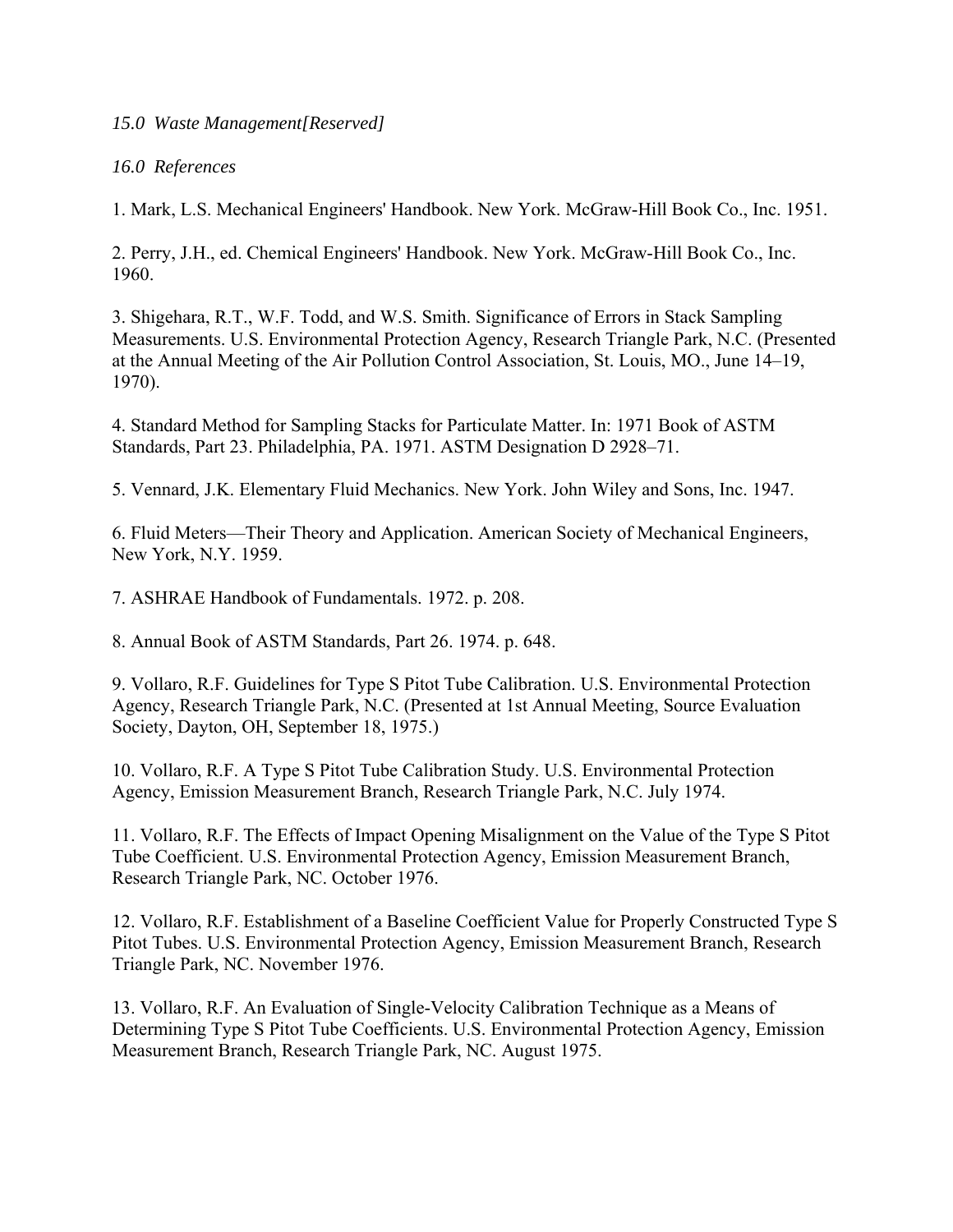*15.0 Waste Management[Reserved]*

*16.0 References*

1. Mark, L.S. Mechanical Engineers' Handbook. New York. McGraw-Hill Book Co., Inc. 1951.

2. Perry, J.H., ed. Chemical Engineers' Handbook. New York. McGraw-Hill Book Co., Inc. 1960.

3. Shigehara, R.T., W.F. Todd, and W.S. Smith. Significance of Errors in Stack Sampling Measurements. U.S. Environmental Protection Agency, Research Triangle Park, N.C. (Presented at the Annual Meeting of the Air Pollution Control Association, St. Louis, MO., June 14–19, 1970).

4. Standard Method for Sampling Stacks for Particulate Matter. In: 1971 Book of ASTM Standards, Part 23. Philadelphia, PA. 1971. ASTM Designation D 2928–71.

5. Vennard, J.K. Elementary Fluid Mechanics. New York. John Wiley and Sons, Inc. 1947.

6. Fluid Meters—Their Theory and Application. American Society of Mechanical Engineers, New York, N.Y. 1959.

7. ASHRAE Handbook of Fundamentals. 1972. p. 208.

8. Annual Book of ASTM Standards, Part 26. 1974. p. 648.

9. Vollaro, R.F. Guidelines for Type S Pitot Tube Calibration. U.S. Environmental Protection Agency, Research Triangle Park, N.C. (Presented at 1st Annual Meeting, Source Evaluation Society, Dayton, OH, September 18, 1975.)

10. Vollaro, R.F. A Type S Pitot Tube Calibration Study. U.S. Environmental Protection Agency, Emission Measurement Branch, Research Triangle Park, N.C. July 1974.

11. Vollaro, R.F. The Effects of Impact Opening Misalignment on the Value of the Type S Pitot Tube Coefficient. U.S. Environmental Protection Agency, Emission Measurement Branch, Research Triangle Park, NC. October 1976.

12. Vollaro, R.F. Establishment of a Baseline Coefficient Value for Properly Constructed Type S Pitot Tubes. U.S. Environmental Protection Agency, Emission Measurement Branch, Research Triangle Park, NC. November 1976.

13. Vollaro, R.F. An Evaluation of Single-Velocity Calibration Technique as a Means of Determining Type S Pitot Tube Coefficients. U.S. Environmental Protection Agency, Emission Measurement Branch, Research Triangle Park, NC. August 1975.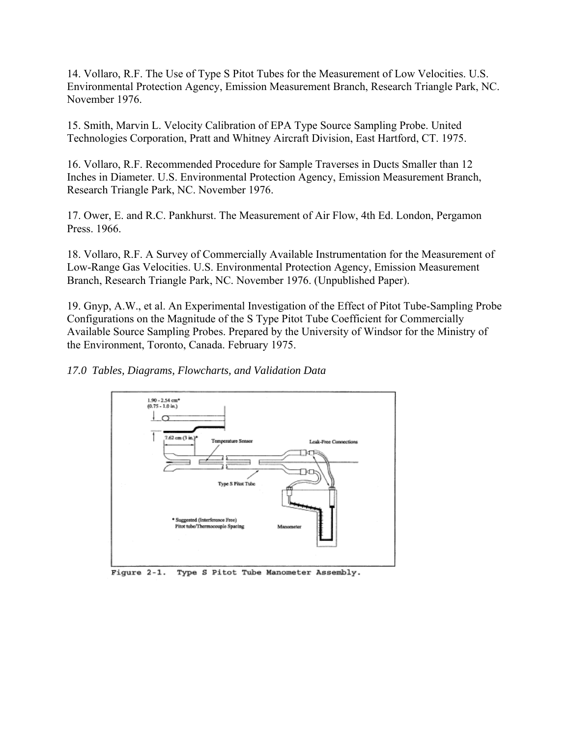14. Vollaro, R.F. The Use of Type S Pitot Tubes for the Measurement of Low Velocities. U.S. Environmental Protection Agency, Emission Measurement Branch, Research Triangle Park, NC. November 1976.

15. Smith, Marvin L. Velocity Calibration of EPA Type Source Sampling Probe. United Technologies Corporation, Pratt and Whitney Aircraft Division, East Hartford, CT. 1975.

16. Vollaro, R.F. Recommended Procedure for Sample Traverses in Ducts Smaller than 12 Inches in Diameter. U.S. Environmental Protection Agency, Emission Measurement Branch, Research Triangle Park, NC. November 1976.

17. Ower, E. and R.C. Pankhurst. The Measurement of Air Flow, 4th Ed. London, Pergamon Press. 1966.

18. Vollaro, R.F. A Survey of Commercially Available Instrumentation for the Measurement of Low-Range Gas Velocities. U.S. Environmental Protection Agency, Emission Measurement Branch, Research Triangle Park, NC. November 1976. (Unpublished Paper).

19. Gnyp, A.W., et al. An Experimental Investigation of the Effect of Pitot Tube-Sampling Probe Configurations on the Magnitude of the S Type Pitot Tube Coefficient for Commercially Available Source Sampling Probes. Prepared by the University of Windsor for the Ministry of the Environment, Toronto, Canada. February 1975.

*17.0 Tables, Diagrams, Flowcharts, and Validation Data*

Figure 2-1. Type S Pitot Tube Manometer Assembly.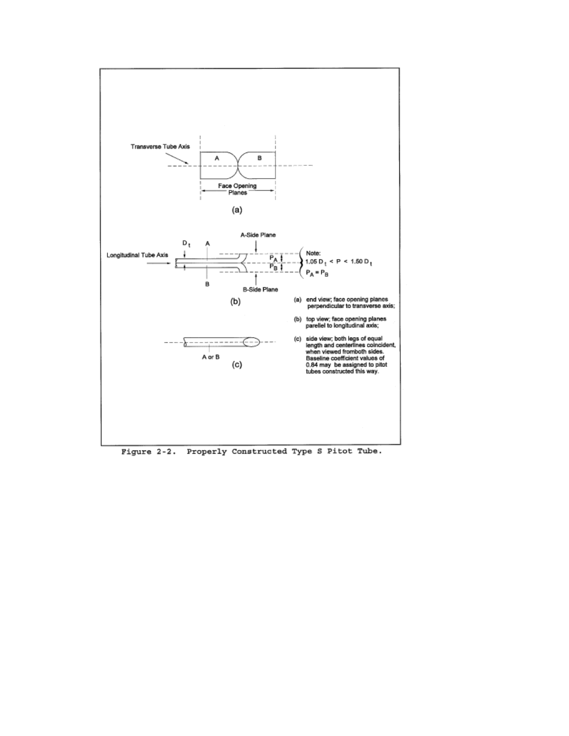Transverse Tube Axis

A B

Face Opening Planes

(a)

A-Side Plane

$D_t$ A

Longitudinal Tube Axis

$P_A$

$P_B$

B

B-Side Plane

Note:
$1.05\ D_t < P < 1.50\ D_t$
$P_A = P_B$

(b)

A or B

(c)

(a) end view; face opening planes perpendicular to transverse axis;

(b) top view; face opening planes parellel to longitudinal axis;

(c) side view; both legs of equal length and centerlines coincident, when viewed fromboth sides. Baseline coefficient values of 0.84 may be assigned to pitot tubes constructed this way.

Figure 2-2. Properly Constructed Type S Pitot Tube.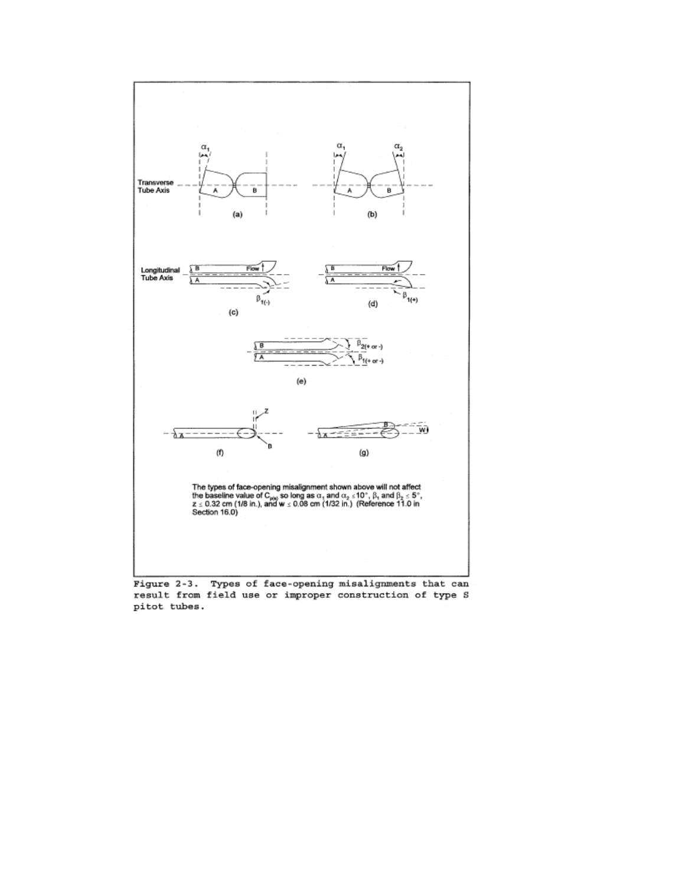Transverse Tube Axis

(a) (b)

Longitudinal Tube Axis

(c) (d)

(e)

(f) (g)

The types of face-opening misalignment shown above will not affect the baseline value of $C_{p(s)}$ so long as $\alpha_1$ and $\alpha_2 \leq 10°$, $\beta_1$ and $\beta_2 \leq 5°$, $z \leq 0.32$ cm (1/8 in.), and $w \leq 0.08$ cm (1/32 in.) (Reference 11.0 in Section 16.0)

Figure 2-3. Types of face-opening misalignments that can result from field use or improper construction of type S pitot tubes.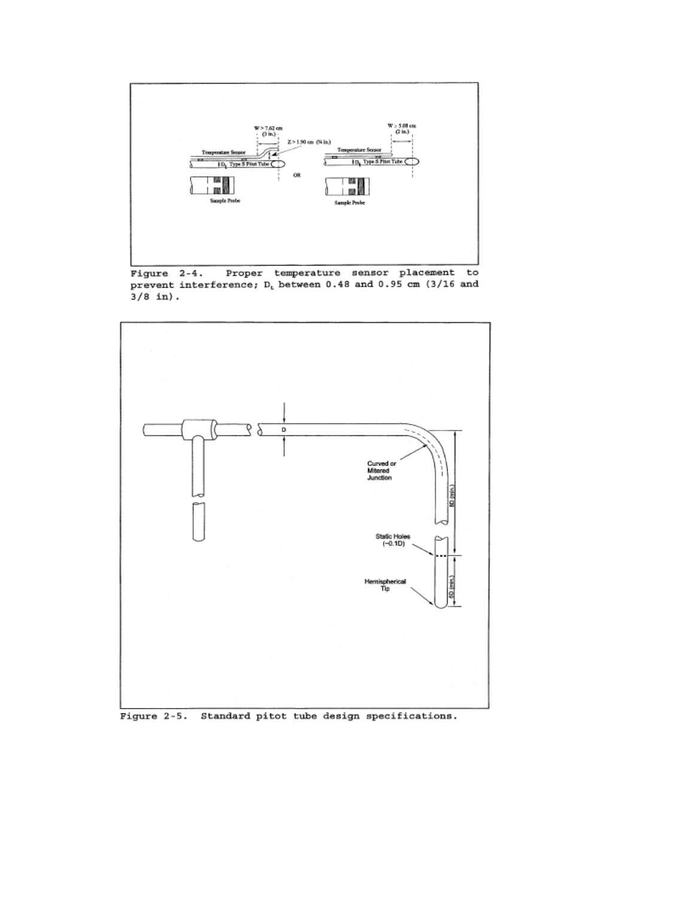Figure 2-4. Proper temperature sensor placement to prevent interference; $D_t$ between 0.48 and 0.95 cm (3/16 and 3/8 in).

Figure 2-5. Standard pitot tube design specifications.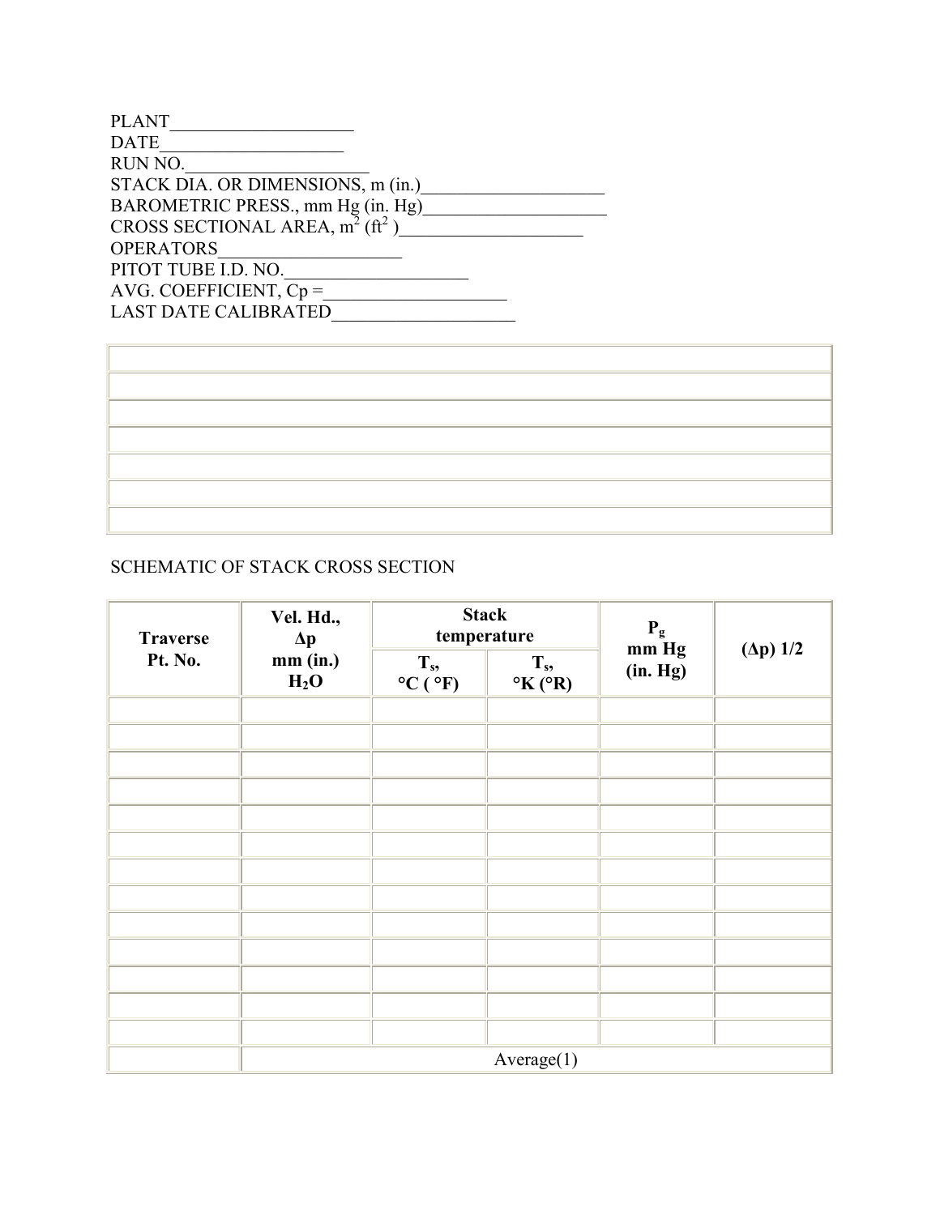PLANT____________________
DATE____________________
RUN NO.____________________
STACK DIA. OR DIMENSIONS, m (in.)____________________
BAROMETRIC PRESS., mm Hg (in. Hg)____________________
CROSS SECTIONAL AREA, $m^2$ ($ft^2$ )____________________
OPERATORS____________________
PITOT TUBE I.D. NO.____________________
AVG. COEFFICIENT, Cp =____________________
LAST DATE CALIBRATED____________________

| |
|---|
| |
| |
| |
| |
| |
| |

SCHEMATIC OF STACK CROSS SECTION

| Traverse Pt. No. | Vel. Hd., Δp mm (in.) $H_2O$ | Stack temperature | | $P_g$ mm Hg (in. Hg) | (Δp) 1/2 |
|---|---|---|---|---|---|
| | | $T_s$, °C ( °F) | $T_s$, °K (°R) | | |
| | | | | | |
| | | | | | |
| | | | | | |
| | | | | | |
| | | | | | |
| | | | | | |
| | | | | | |
| | | | | | |
| | | | | | |
| | | | | | |
| | | | | | |
| | | | | | |
| | | | | | |
| | Average(1) | | | | |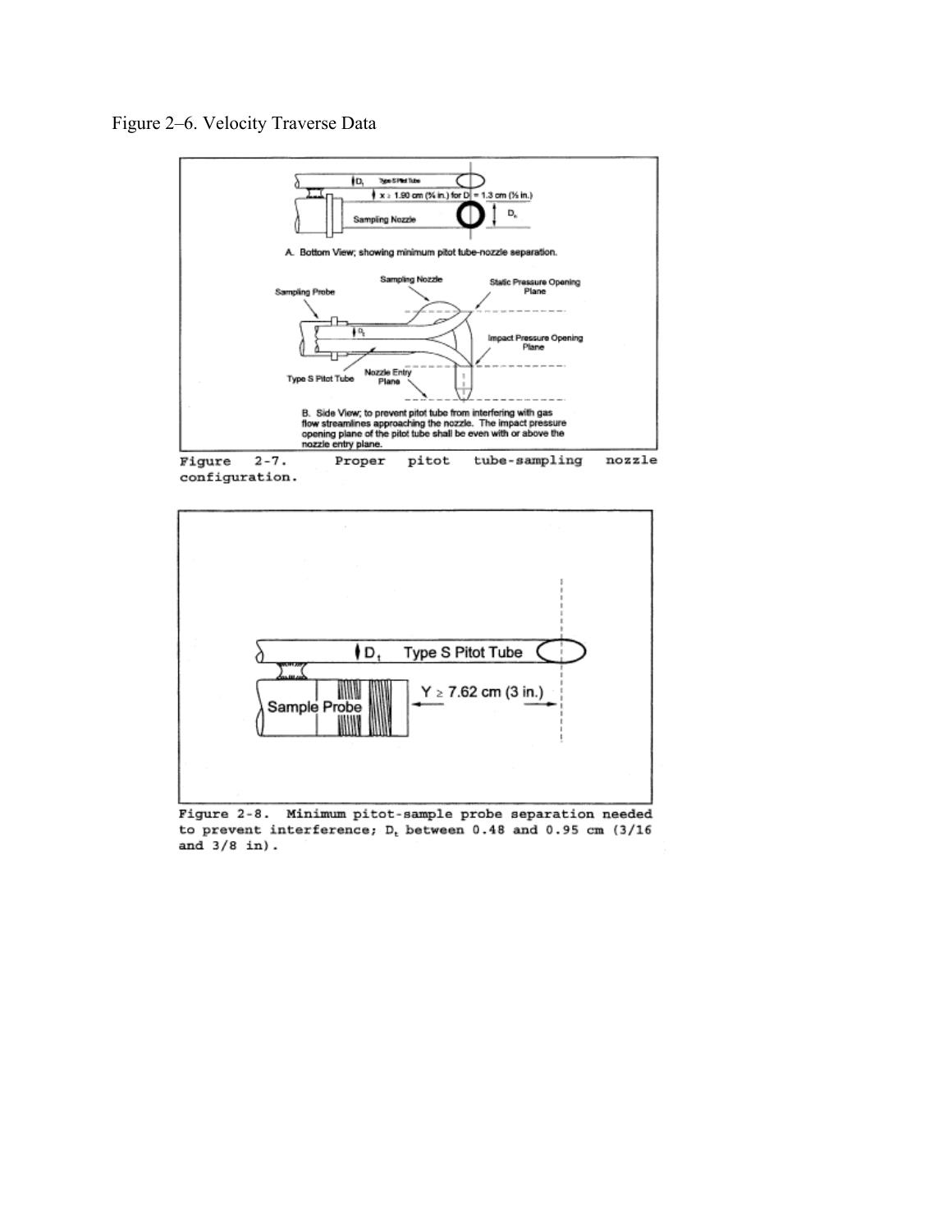Figure 2–6. Velocity Traverse Data

A. Bottom View; showing minimum pitot tube-nozzle separation.

B. Side View; to prevent pitot tube from interfering with gas flow streamlines approaching the nozzle. The impact pressure opening plane of the pitot tube shall be even with or above the nozzle entry plane.

Figure 2-7. Proper pitot tube-sampling nozzle configuration.

Figure 2-8. Minimum pitot-sample probe separation needed to prevent interference; $D_t$ between 0.48 and 0.95 cm (3/16 and 3/8 in).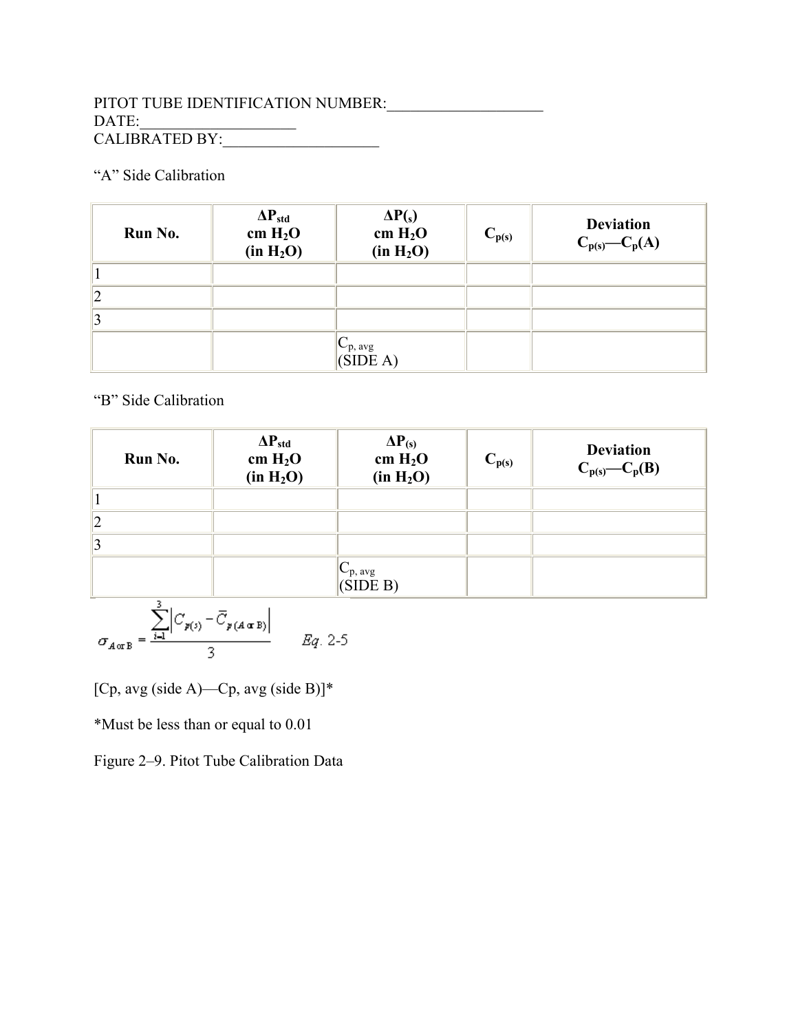PITOT TUBE IDENTIFICATION NUMBER:____________________
DATE:____________________
CALIBRATED BY:____________________

“A” Side Calibration

| Run No. | $\Delta P_{std}$ cm $H_2O$ (in $H_2O$) | $\Delta P_{(s)}$ cm $H_2O$ (in $H_2O$) | $C_{p(s)}$ | Deviation $C_{p(s)}$—$C_p$(A) |
|---|---|---|---|---|
| 1 | | | | |
| 2 | | | | |
| 3 | | | | |
| | | $C_{p,\ avg}$ (SIDE A) | | |

“B” Side Calibration

| Run No. | $\Delta P_{std}$ cm $H_2O$ (in $H_2O$) | $\Delta P_{(s)}$ cm $H_2O$ (in $H_2O$) | $C_{p(s)}$ | Deviation $C_{p(s)}$—$C_p$(B) |
|---|---|---|---|---|
| 1 | | | | |
| 2 | | | | |
| 3 | | | | |
| | | $C_{p,\ avg}$ (SIDE B) | | |

$$\sigma_{A \text{ or } B} = \frac{\sum_{i=1}^{3} \left| C_{p(s)} - \bar{C}_{p(A \text{ or } B)} \right|}{3} \qquad Eq.\ 2\text{-}5$$

[Cp, avg (side A)—Cp, avg (side B)]*

*Must be less than or equal to 0.01

Figure 2–9. Pitot Tube Calibration Data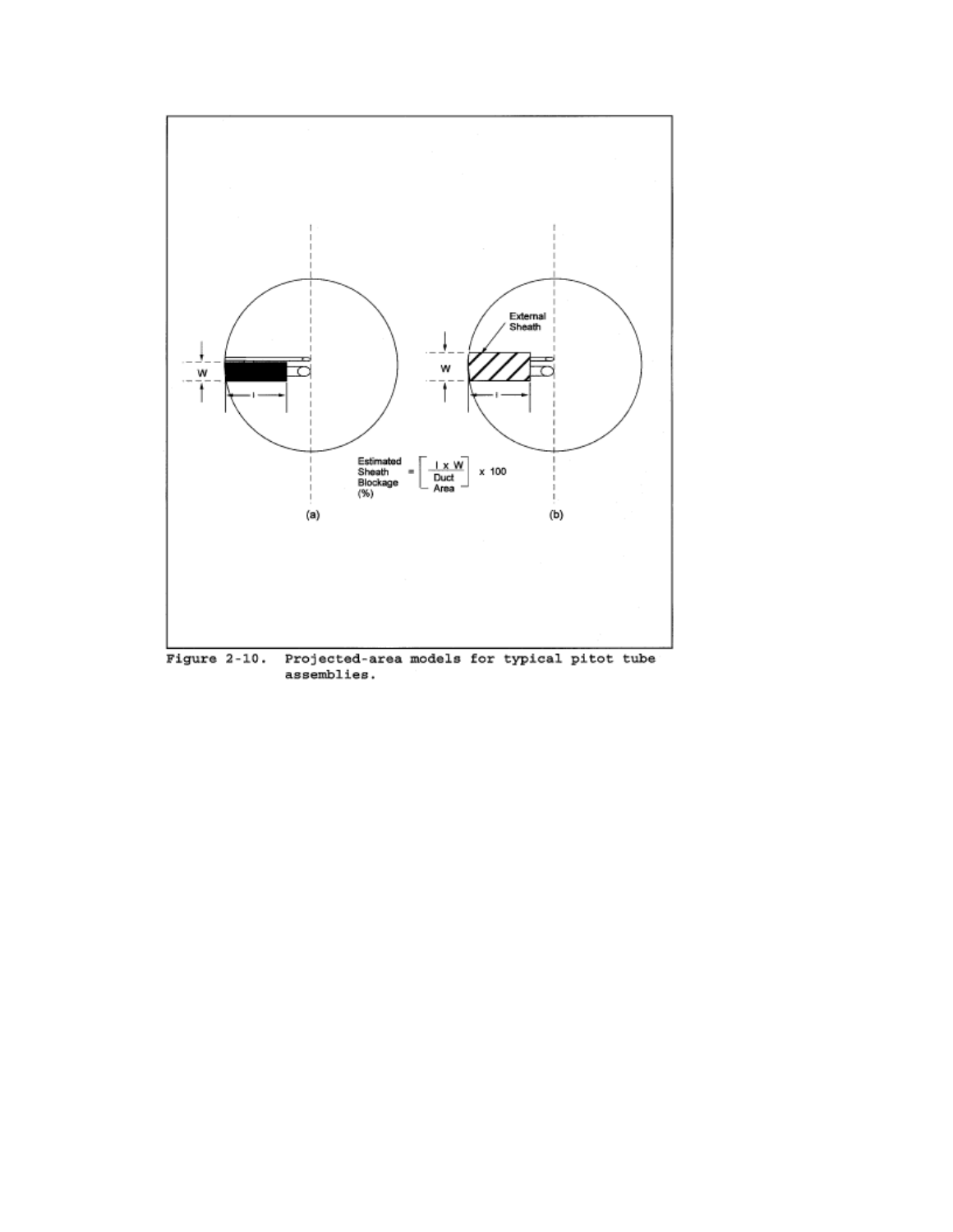External Sheath

W

l

Estimated Sheath Blockage (%) $= \left[ \frac{l \times W}{\text{Duct Area}} \right] \times 100$

(a)

(b)

Figure 2-10. Projected-area models for typical pitot tube assemblies.